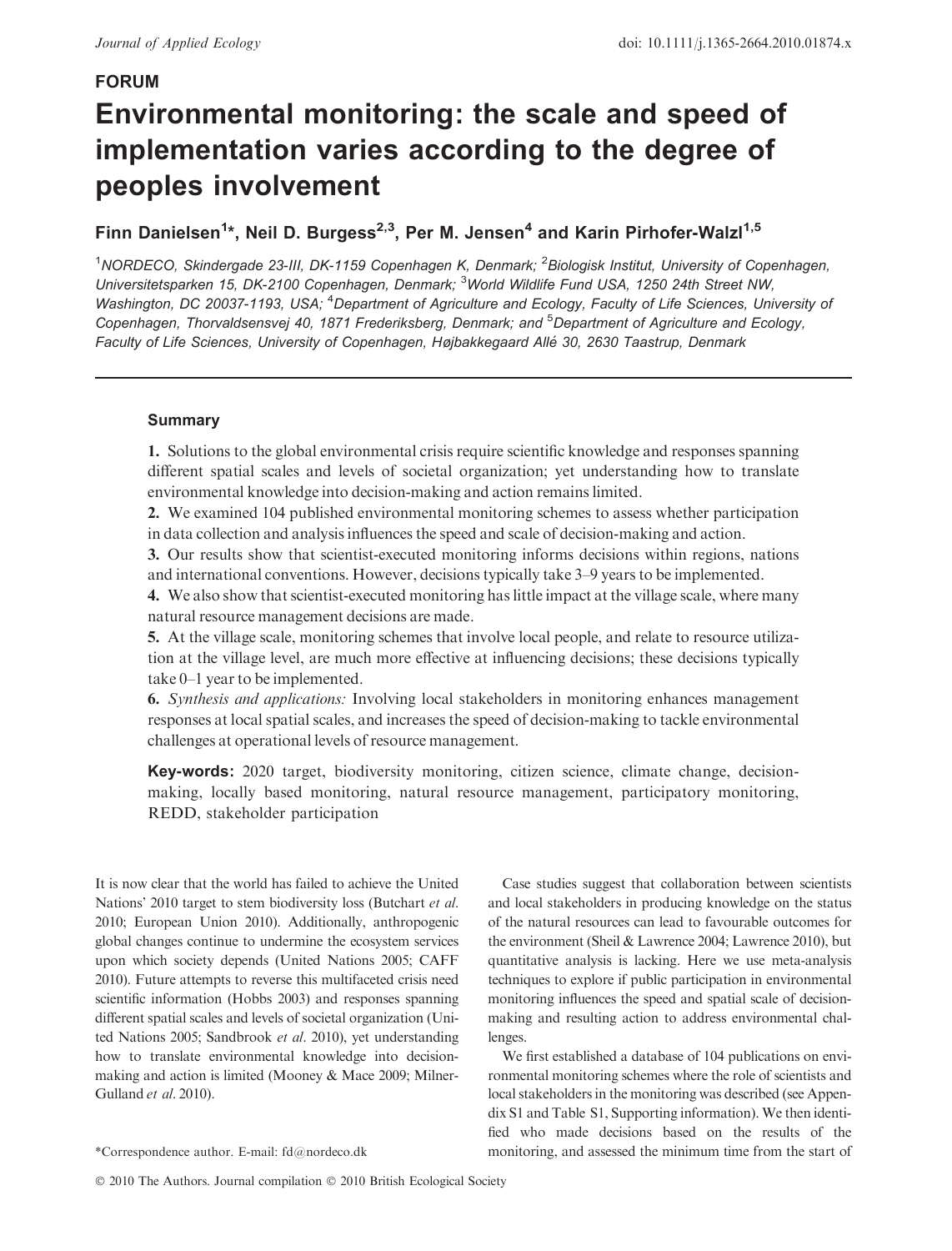FORUM

# Environmental monitoring: the scale and speed of implementation varies according to the degree of peoples involvement

**Finn Danielsen[1]*, Neil D. Burgess[2,3], Per M. Jensen[4] and Karin Pirhofer-Walzl[1,5]**

[1]NORDECO, Skindergade 23-III, DK-1159 Copenhagen K, Denmark; [2]Biologisk Institut, University of Copenhagen, Universitetsparken 15, DK-2100 Copenhagen, Denmark; [3]World Wildlife Fund USA, 1250 24th Street NW, Washington, DC 20037-1193, USA; [4]Department of Agriculture and Ecology, Faculty of Life Sciences, University of Copenhagen, Thorvaldsensvej 40, 1871 Frederiksberg, Denmark; and [5]Department of Agriculture and Ecology, Faculty of Life Sciences, University of Copenhagen, Højbakkegaard Allé 30, 2630 Taastrup, Denmark

## Summary

**1.** Solutions to the global environmental crisis require scientific knowledge and responses spanning different spatial scales and levels of societal organization; yet understanding how to translate environmental knowledge into decision-making and action remains limited.

**2.** We examined 104 published environmental monitoring schemes to assess whether participation in data collection and analysis influences the speed and scale of decision-making and action.

**3.** Our results show that scientist-executed monitoring informs decisions within regions, nations and international conventions. However, decisions typically take 3–9 years to be implemented.

**4.** We also show that scientist-executed monitoring has little impact at the village scale, where many natural resource management decisions are made.

**5.** At the village scale, monitoring schemes that involve local people, and relate to resource utilization at the village level, are much more effective at influencing decisions; these decisions typically take 0–1 year to be implemented.

**6.** *Synthesis and applications:* Involving local stakeholders in monitoring enhances management responses at local spatial scales, and increases the speed of decision-making to tackle environmental challenges at operational levels of resource management.

**Key-words:** 2020 target, biodiversity monitoring, citizen science, climate change, decision-making, locally based monitoring, natural resource management, participatory monitoring, REDD, stakeholder participation

It is now clear that the world has failed to achieve the United Nations' 2010 target to stem biodiversity loss (Butchart *et al.* 2010; European Union 2010). Additionally, anthropogenic global changes continue to undermine the ecosystem services upon which society depends (United Nations 2005; CAFF 2010). Future attempts to reverse this multifaceted crisis need scientific information (Hobbs 2003) and responses spanning different spatial scales and levels of societal organization (United Nations 2005; Sandbrook *et al.* 2010), yet understanding how to translate environmental knowledge into decision-making and action is limited (Mooney & Mace 2009; Milner-Gulland *et al.* 2010).

Case studies suggest that collaboration between scientists and local stakeholders in producing knowledge on the status of the natural resources can lead to favourable outcomes for the environment (Sheil & Lawrence 2004; Lawrence 2010), but quantitative analysis is lacking. Here we use meta-analysis techniques to explore if public participation in environmental monitoring influences the speed and spatial scale of decision-making and resulting action to address environmental challenges.

We first established a database of 104 publications on environmental monitoring schemes where the role of scientists and local stakeholders in the monitoring was described (see Appendix S1 and Table S1, Supporting information). We then identified who made decisions based on the results of the monitoring, and assessed the minimum time from the start of

*Correspondence author. E-mail: fd@nordeco.dk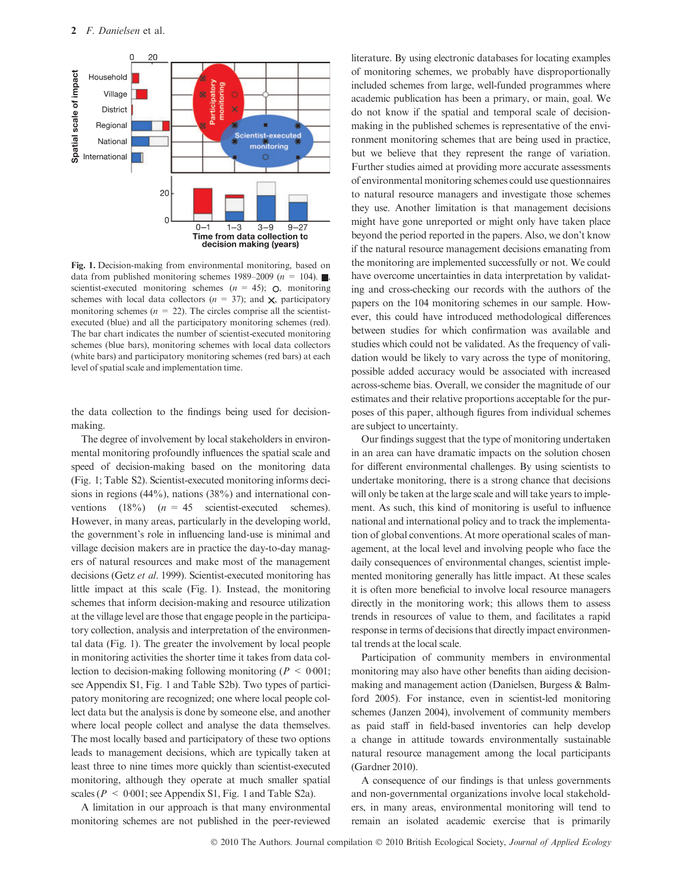Fig. 1. Decision-making from environmental monitoring, based on data from published monitoring schemes 1989–2009 ($n = 104$). ■, scientist-executed monitoring schemes ($n = 45$); ○, monitoring schemes with local data collectors ($n = 37$); and ×, participatory monitoring schemes ($n = 22$). The circles comprise all the scientist-executed (blue) and all the participatory monitoring schemes (red). The bar chart indicates the number of scientist-executed monitoring schemes (blue bars), monitoring schemes with local data collectors (white bars) and participatory monitoring schemes (red bars) at each level of spatial scale and implementation time.

the data collection to the findings being used for decision-making.

The degree of involvement by local stakeholders in environmental monitoring profoundly influences the spatial scale and speed of decision-making based on the monitoring data (Fig. 1; Table S2). Scientist-executed monitoring informs decisions in regions (44%), nations (38%) and international conventions (18%) ($n = 45$ scientist-executed schemes). However, in many areas, particularly in the developing world, the government's role in influencing land-use is minimal and village decision makers are in practice the day-to-day managers of natural resources and make most of the management decisions (Getz *et al.* 1999). Scientist-executed monitoring has little impact at this scale (Fig. 1). Instead, the monitoring schemes that inform decision-making and resource utilization at the village level are those that engage people in the participatory collection, analysis and interpretation of the environmental data (Fig. 1). The greater the involvement by local people in monitoring activities the shorter time it takes from data collection to decision-making following monitoring ($P < 0{\cdot}001$; see Appendix S1, Fig. 1 and Table S2b). Two types of participatory monitoring are recognized; one where local people collect data but the analysis is done by someone else, and another where local people collect and analyse the data themselves. The most locally based and participatory of these two options leads to management decisions, which are typically taken at least three to nine times more quickly than scientist-executed monitoring, although they operate at much smaller spatial scales ($P < 0{\cdot}001$; see Appendix S1, Fig. 1 and Table S2a).

A limitation in our approach is that many environmental monitoring schemes are not published in the peer-reviewed literature. By using electronic databases for locating examples of monitoring schemes, we probably have disproportionally included schemes from large, well-funded programmes where academic publication has been a primary, or main, goal. We do not know if the spatial and temporal scale of decision-making in the published schemes is representative of the environment monitoring schemes that are being used in practice, but we believe that they represent the range of variation. Further studies aimed at providing more accurate assessments of environmental monitoring schemes could use questionnaires to natural resource managers and investigate those schemes they use. Another limitation is that management decisions might have gone unreported or might only have taken place beyond the period reported in the papers. Also, we don't know if the natural resource management decisions emanating from the monitoring are implemented successfully or not. We could have overcome uncertainties in data interpretation by validating and cross-checking our records with the authors of the papers on the 104 monitoring schemes in our sample. However, this could have introduced methodological differences between studies for which confirmation was available and studies which could not be validated. As the frequency of validation would be likely to vary across the type of monitoring, possible added accuracy would be associated with increased across-scheme bias. Overall, we consider the magnitude of our estimates and their relative proportions acceptable for the purposes of this paper, although figures from individual schemes are subject to uncertainty.

Our findings suggest that the type of monitoring undertaken in an area can have dramatic impacts on the solution chosen for different environmental challenges. By using scientists to undertake monitoring, there is a strong chance that decisions will only be taken at the large scale and will take years to implement. As such, this kind of monitoring is useful to influence national and international policy and to track the implementation of global conventions. At more operational scales of management, at the local level and involving people who face the daily consequences of environmental changes, scientist implemented monitoring generally has little impact. At these scales it is often more beneficial to involve local resource managers directly in the monitoring work; this allows them to assess trends in resources of value to them, and facilitates a rapid response in terms of decisions that directly impact environmental trends at the local scale.

Participation of community members in environmental monitoring may also have other benefits than aiding decision-making and management action (Danielsen, Burgess & Balmford 2005). For instance, even in scientist-led monitoring schemes (Janzen 2004), involvement of community members as paid staff in field-based inventories can help develop a change in attitude towards environmentally sustainable natural resource management among the local participants (Gardner 2010).

A consequence of our findings is that unless governments and non-governmental organizations involve local stakeholders, in many areas, environmental monitoring will tend to remain an isolated academic exercise that is primarily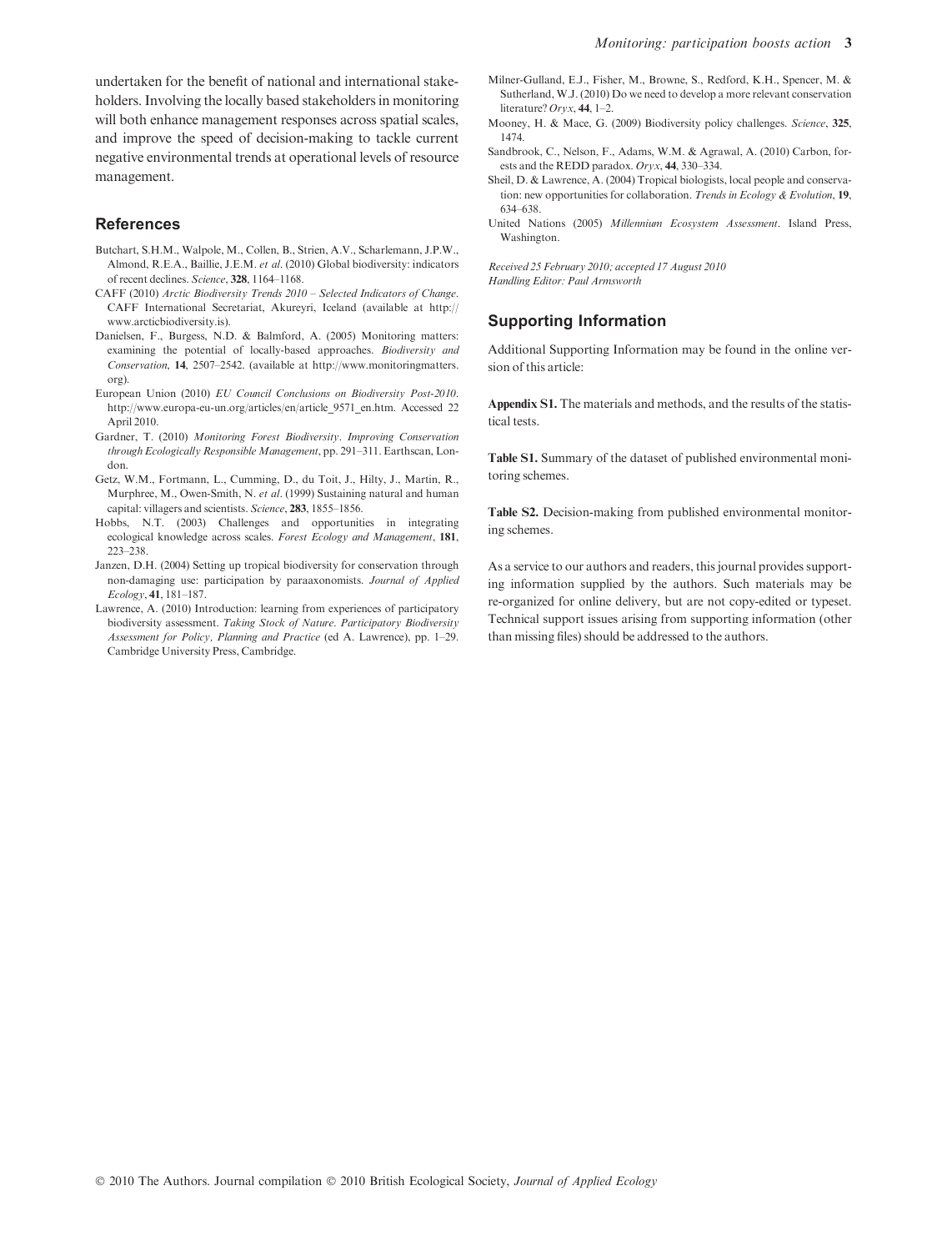undertaken for the benefit of national and international stakeholders. Involving the locally based stakeholders in monitoring will both enhance management responses across spatial scales, and improve the speed of decision-making to tackle current negative environmental trends at operational levels of resource management.

## References

Butchart, S.H.M., Walpole, M., Collen, B., Strien, A.V., Scharlemann, J.P.W., Almond, R.E.A., Baillie, J.E.M. *et al.* (2010) Global biodiversity: indicators of recent declines. *Science*, **328**, 1164–1168.

CAFF (2010) *Arctic Biodiversity Trends 2010 – Selected Indicators of Change*. CAFF International Secretariat, Akureyri, Iceland (available at http://www.arcticbiodiversity.is).

Danielsen, F., Burgess, N.D. & Balmford, A. (2005) Monitoring matters: examining the potential of locally-based approaches. *Biodiversity and Conservation*, **14**, 2507–2542. (available at http://www.monitoringmatters.org).

European Union (2010) *EU Council Conclusions on Biodiversity Post-2010*. http://www.europa-eu-un.org/articles/en/article_9571_en.htm. Accessed 22 April 2010.

Gardner, T. (2010) *Monitoring Forest Biodiversity. Improving Conservation through Ecologically Responsible Management*, pp. 291–311. Earthscan, London.

Getz, W.M., Fortmann, L., Cumming, D., du Toit, J., Hilty, J., Martin, R., Murphree, M., Owen-Smith, N. *et al.* (1999) Sustaining natural and human capital: villagers and scientists. *Science*, **283**, 1855–1856.

Hobbs, N.T. (2003) Challenges and opportunities in integrating ecological knowledge across scales. *Forest Ecology and Management*, **181**, 223–238.

Janzen, D.H. (2004) Setting up tropical biodiversity for conservation through non-damaging use: participation by paraaxonomists. *Journal of Applied Ecology*, **41**, 181–187.

Lawrence, A. (2010) Introduction: learning from experiences of participatory biodiversity assessment. *Taking Stock of Nature. Participatory Biodiversity Assessment for Policy, Planning and Practice* (ed A. Lawrence), pp. 1–29. Cambridge University Press, Cambridge.

Milner-Gulland, E.J., Fisher, M., Browne, S., Redford, K.H., Spencer, M. & Sutherland, W.J. (2010) Do we need to develop a more relevant conservation literature? *Oryx*, **44**, 1–2.

Mooney, H. & Mace, G. (2009) Biodiversity policy challenges. *Science*, **325**, 1474.

Sandbrook, C., Nelson, F., Adams, W.M. & Agrawal, A. (2010) Carbon, forests and the REDD paradox. *Oryx*, **44**, 330–334.

Sheil, D. & Lawrence, A. (2004) Tropical biologists, local people and conservation: new opportunities for collaboration. *Trends in Ecology & Evolution*, **19**, 634–638.

United Nations (2005) *Millennium Ecosystem Assessment*. Island Press, Washington.

*Received 25 February 2010; accepted 17 August 2010*
*Handling Editor: Paul Armsworth*

## Supporting Information

Additional Supporting Information may be found in the online version of this article:

**Appendix S1.** The materials and methods, and the results of the statistical tests.

**Table S1.** Summary of the dataset of published environmental monitoring schemes.

**Table S2.** Decision-making from published environmental monitoring schemes.

As a service to our authors and readers, this journal provides supporting information supplied by the authors. Such materials may be re-organized for online delivery, but are not copy-edited or typeset. Technical support issues arising from supporting information (other than missing files) should be addressed to the authors.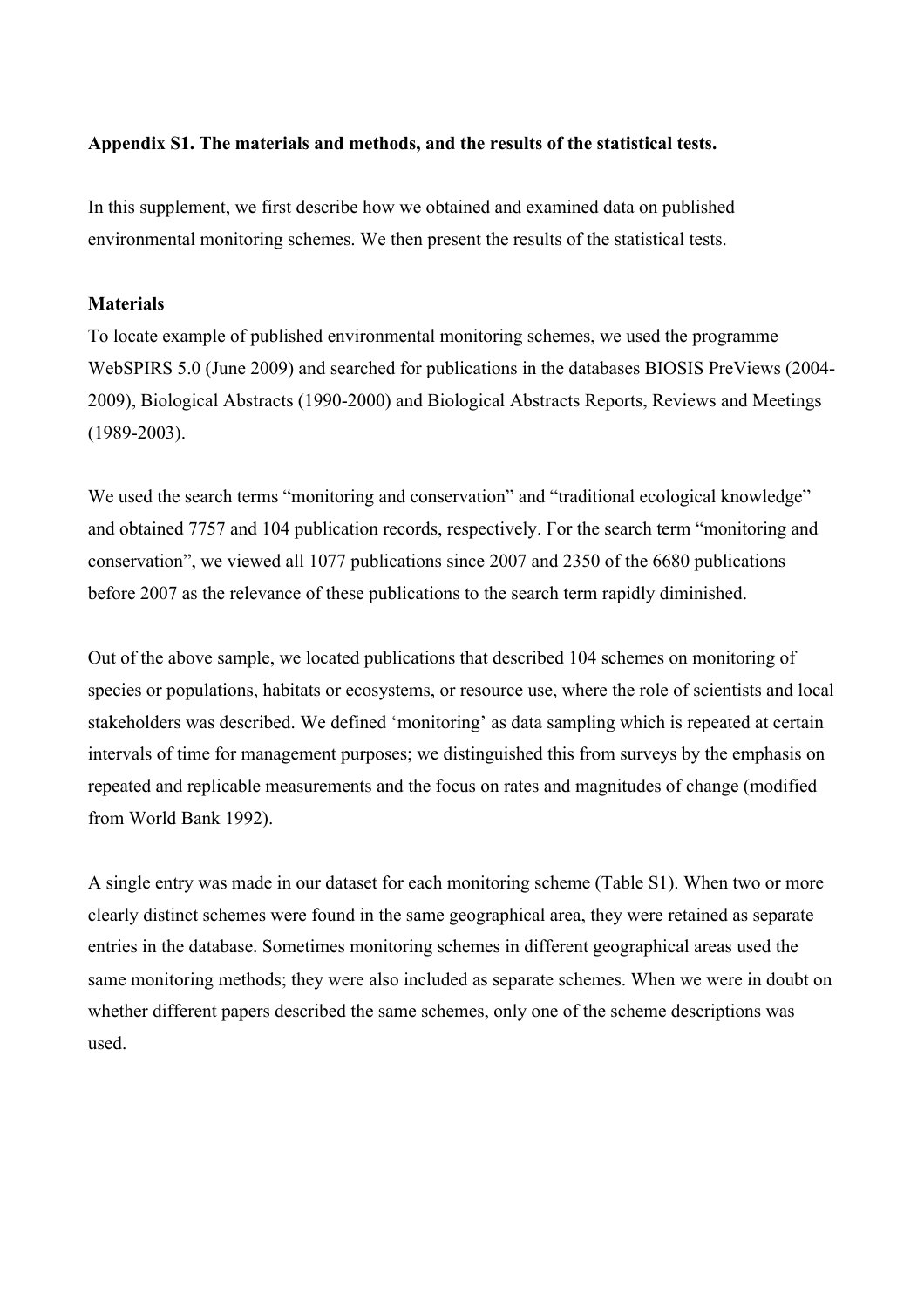**Appendix S1. The materials and methods, and the results of the statistical tests.**

In this supplement, we first describe how we obtained and examined data on published environmental monitoring schemes. We then present the results of the statistical tests.

**Materials**

To locate example of published environmental monitoring schemes, we used the programme WebSPIRS 5.0 (June 2009) and searched for publications in the databases BIOSIS PreViews (2004-2009), Biological Abstracts (1990-2000) and Biological Abstracts Reports, Reviews and Meetings (1989-2003).

We used the search terms "monitoring and conservation" and "traditional ecological knowledge" and obtained 7757 and 104 publication records, respectively. For the search term "monitoring and conservation", we viewed all 1077 publications since 2007 and 2350 of the 6680 publications before 2007 as the relevance of these publications to the search term rapidly diminished.

Out of the above sample, we located publications that described 104 schemes on monitoring of species or populations, habitats or ecosystems, or resource use, where the role of scientists and local stakeholders was described. We defined 'monitoring' as data sampling which is repeated at certain intervals of time for management purposes; we distinguished this from surveys by the emphasis on repeated and replicable measurements and the focus on rates and magnitudes of change (modified from World Bank 1992).

A single entry was made in our dataset for each monitoring scheme (Table S1). When two or more clearly distinct schemes were found in the same geographical area, they were retained as separate entries in the database. Sometimes monitoring schemes in different geographical areas used the same monitoring methods; they were also included as separate schemes. When we were in doubt on whether different papers described the same schemes, only one of the scheme descriptions was used.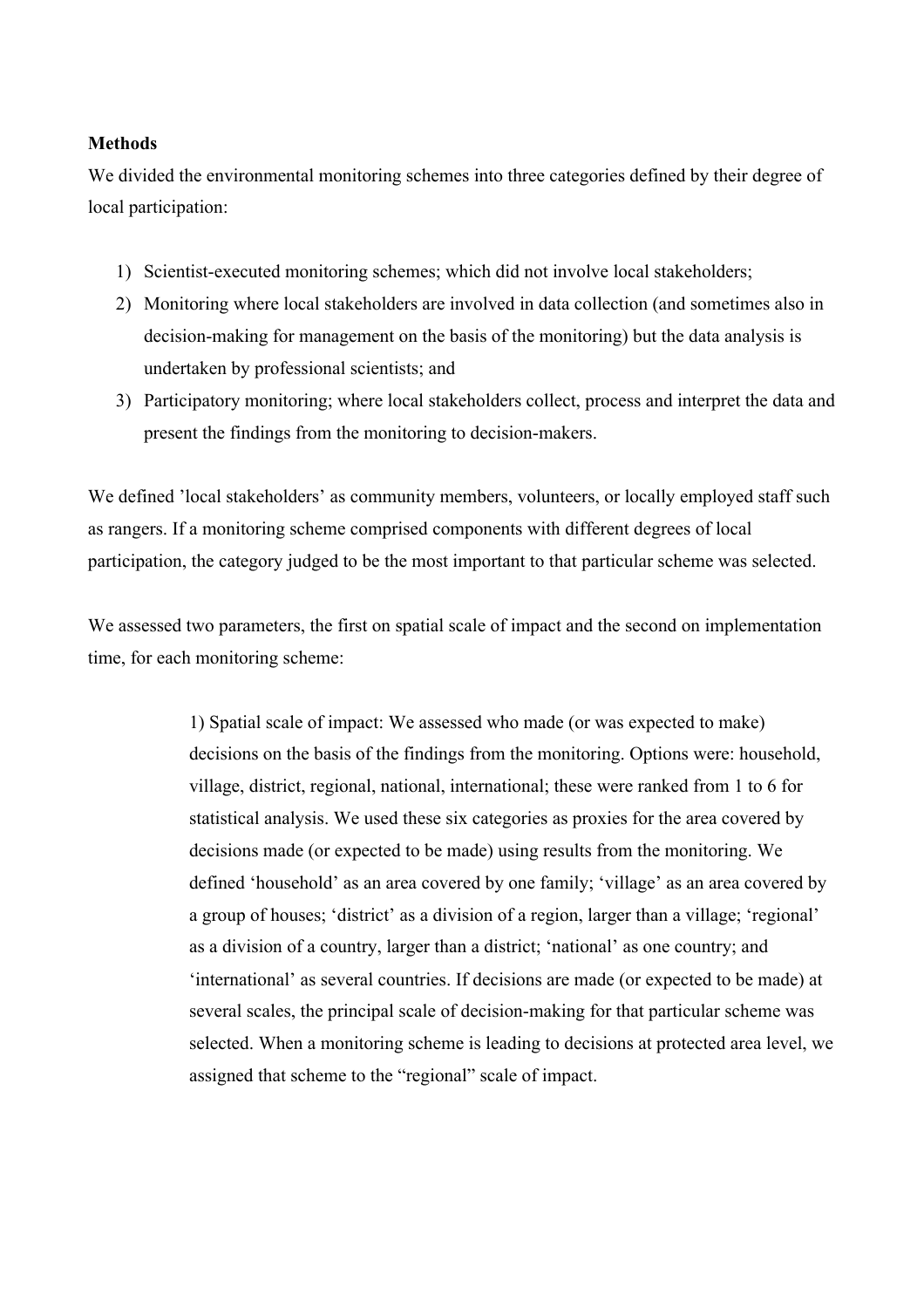**Methods**

We divided the environmental monitoring schemes into three categories defined by their degree of local participation:

1) Scientist-executed monitoring schemes; which did not involve local stakeholders;
2) Monitoring where local stakeholders are involved in data collection (and sometimes also in decision-making for management on the basis of the monitoring) but the data analysis is undertaken by professional scientists; and
3) Participatory monitoring; where local stakeholders collect, process and interpret the data and present the findings from the monitoring to decision-makers.

We defined 'local stakeholders' as community members, volunteers, or locally employed staff such as rangers. If a monitoring scheme comprised components with different degrees of local participation, the category judged to be the most important to that particular scheme was selected.

We assessed two parameters, the first on spatial scale of impact and the second on implementation time, for each monitoring scheme:

> 1) Spatial scale of impact: We assessed who made (or was expected to make) decisions on the basis of the findings from the monitoring. Options were: household, village, district, regional, national, international; these were ranked from 1 to 6 for statistical analysis. We used these six categories as proxies for the area covered by decisions made (or expected to be made) using results from the monitoring. We defined 'household' as an area covered by one family; 'village' as an area covered by a group of houses; 'district' as a division of a region, larger than a village; 'regional' as a division of a country, larger than a district; 'national' as one country; and 'international' as several countries. If decisions are made (or expected to be made) at several scales, the principal scale of decision-making for that particular scheme was selected. When a monitoring scheme is leading to decisions at protected area level, we assigned that scheme to the "regional" scale of impact.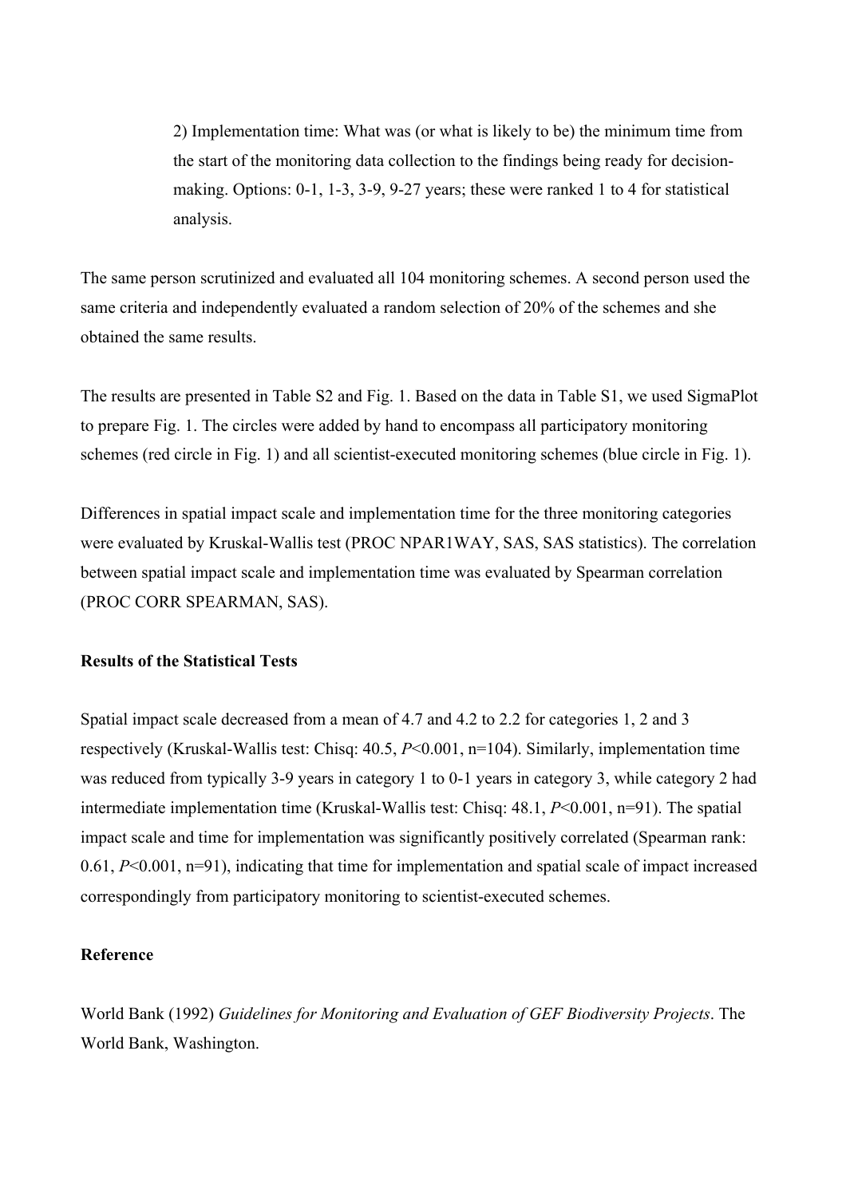2) Implementation time: What was (or what is likely to be) the minimum time from the start of the monitoring data collection to the findings being ready for decision-making. Options: 0-1, 1-3, 3-9, 9-27 years; these were ranked 1 to 4 for statistical analysis.

The same person scrutinized and evaluated all 104 monitoring schemes. A second person used the same criteria and independently evaluated a random selection of 20% of the schemes and she obtained the same results.

The results are presented in Table S2 and Fig. 1. Based on the data in Table S1, we used SigmaPlot to prepare Fig. 1. The circles were added by hand to encompass all participatory monitoring schemes (red circle in Fig. 1) and all scientist-executed monitoring schemes (blue circle in Fig. 1).

Differences in spatial impact scale and implementation time for the three monitoring categories were evaluated by Kruskal-Wallis test (PROC NPAR1WAY, SAS, SAS statistics). The correlation between spatial impact scale and implementation time was evaluated by Spearman correlation (PROC CORR SPEARMAN, SAS).

**Results of the Statistical Tests**

Spatial impact scale decreased from a mean of 4.7 and 4.2 to 2.2 for categories 1, 2 and 3 respectively (Kruskal-Wallis test: Chisq: 40.5, $P<0.001$, n=104). Similarly, implementation time was reduced from typically 3-9 years in category 1 to 0-1 years in category 3, while category 2 had intermediate implementation time (Kruskal-Wallis test: Chisq: 48.1, $P<0.001$, n=91). The spatial impact scale and time for implementation was significantly positively correlated (Spearman rank: 0.61, $P<0.001$, n=91), indicating that time for implementation and spatial scale of impact increased correspondingly from participatory monitoring to scientist-executed schemes.

**Reference**

World Bank (1992) *Guidelines for Monitoring and Evaluation of GEF Biodiversity Projects*. The World Bank, Washington.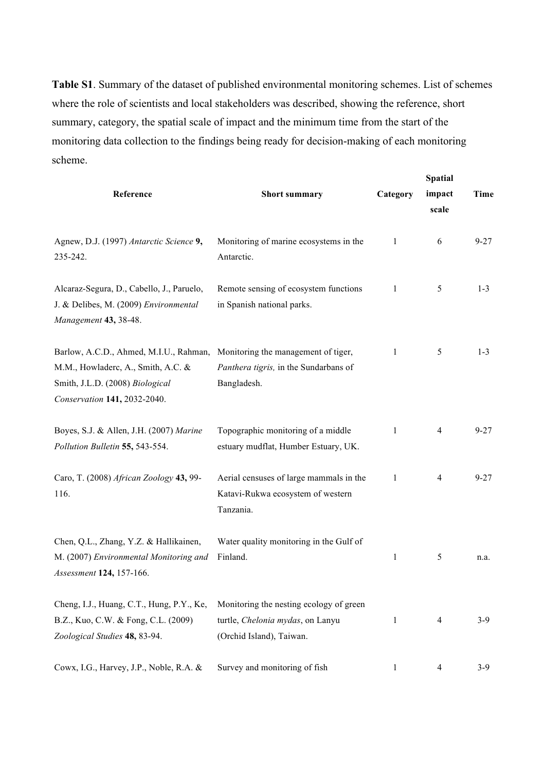**Table S1**. Summary of the dataset of published environmental monitoring schemes. List of schemes where the role of scientists and local stakeholders was described, showing the reference, short summary, category, the spatial scale of impact and the minimum time from the start of the monitoring data collection to the findings being ready for decision-making of each monitoring scheme.

| Reference | Short summary | Category | Spatial impact scale | Time |
|---|---|---|---|---|
| Agnew, D.J. (1997) *Antarctic Science* **9,** 235-242. | Monitoring of marine ecosystems in the Antarctic. | 1 | 6 | 9-27 |
| Alcaraz-Segura, D., Cabello, J., Paruelo, J. & Delibes, M. (2009) *Environmental Management* **43,** 38-48. | Remote sensing of ecosystem functions in Spanish national parks. | 1 | 5 | 1-3 |
| Barlow, A.C.D., Ahmed, M.I.U., Rahman, M.M., Howladerc, A., Smith, A.C. & Smith, J.L.D. (2008) *Biological Conservation* **141,** 2032-2040. | Monitoring the management of tiger, *Panthera tigris,* in the Sundarbans of Bangladesh. | 1 | 5 | 1-3 |
| Boyes, S.J. & Allen, J.H. (2007) *Marine Pollution Bulletin* **55,** 543-554. | Topographic monitoring of a middle estuary mudflat, Humber Estuary, UK. | 1 | 4 | 9-27 |
| Caro, T. (2008) *African Zoology* **43,** 99-116. | Aerial censuses of large mammals in the Katavi-Rukwa ecosystem of western Tanzania. | 1 | 4 | 9-27 |
| Chen, Q.L., Zhang, Y.Z. & Hallikainen, M. (2007) *Environmental Monitoring and Assessment* **124,** 157-166. | Water quality monitoring in the Gulf of Finland. | 1 | 5 | n.a. |
| Cheng, I.J., Huang, C.T., Hung, P.Y., Ke, B.Z., Kuo, C.W. & Fong, C.L. (2009) *Zoological Studies* **48,** 83-94. | Monitoring the nesting ecology of green turtle, *Chelonia mydas*, on Lanyu (Orchid Island), Taiwan. | 1 | 4 | 3-9 |
| Cowx, I.G., Harvey, J.P., Noble, R.A. & | Survey and monitoring of fish | 1 | 4 | 3-9 |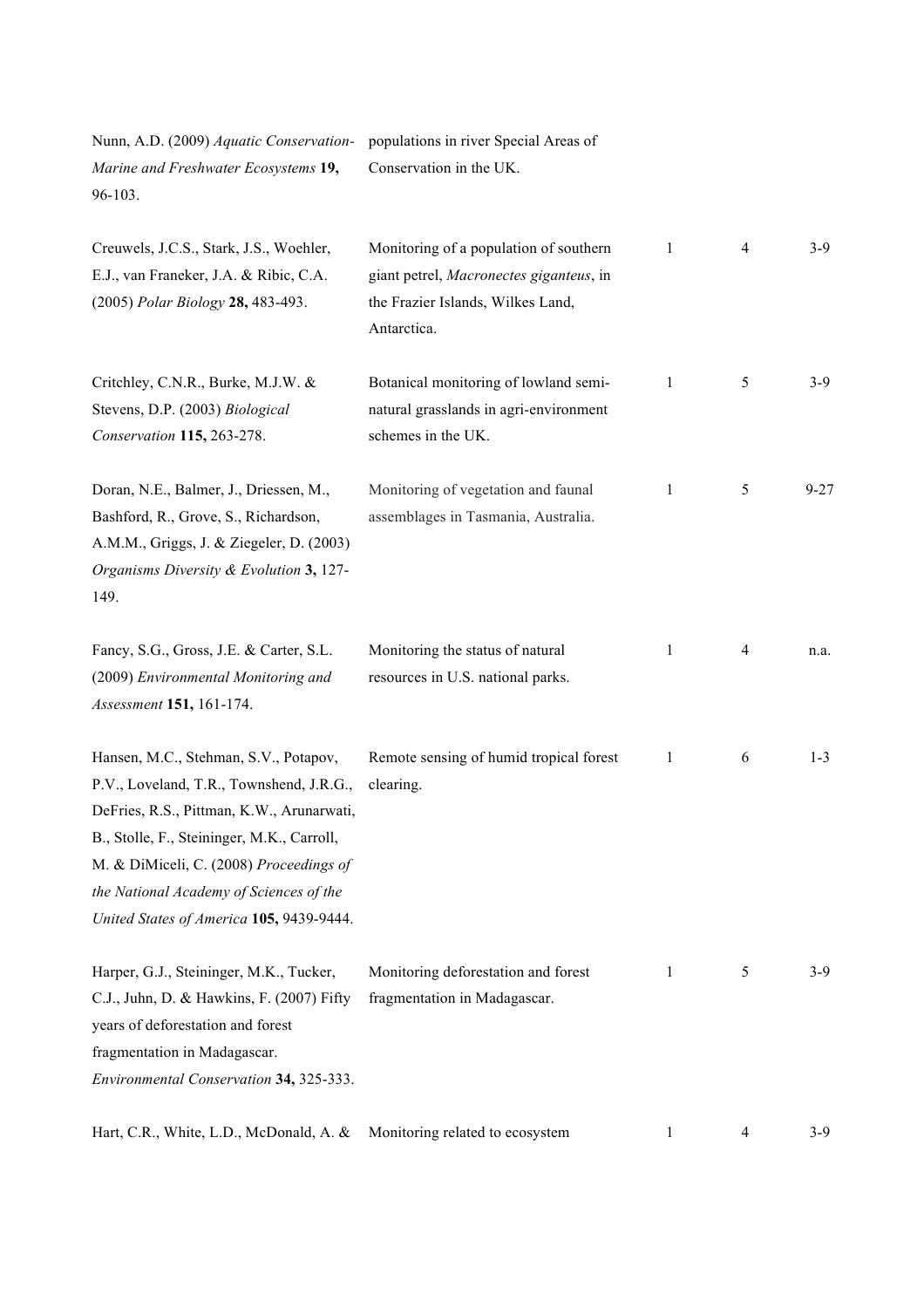| | | | | |
|---|---|---|---|---|
| Nunn, A.D. (2009) *Aquatic Conservation-Marine and Freshwater Ecosystems* **19,** 96-103. | populations in river Special Areas of Conservation in the UK. | | | |
| Creuwels, J.C.S., Stark, J.S., Woehler, E.J., van Franeker, J.A. & Ribic, C.A. (2005) *Polar Biology* **28,** 483-493. | Monitoring of a population of southern giant petrel, *Macronectes giganteus*, in the Frazier Islands, Wilkes Land, Antarctica. | 1 | 4 | 3-9 |
| Critchley, C.N.R., Burke, M.J.W. & Stevens, D.P. (2003) *Biological Conservation* **115,** 263-278. | Botanical monitoring of lowland semi-natural grasslands in agri-environment schemes in the UK. | 1 | 5 | 3-9 |
| Doran, N.E., Balmer, J., Driessen, M., Bashford, R., Grove, S., Richardson, A.M.M., Griggs, J. & Ziegeler, D. (2003) *Organisms Diversity & Evolution* **3,** 127-149. | Monitoring of vegetation and faunal assemblages in Tasmania, Australia. | 1 | 5 | 9-27 |
| Fancy, S.G., Gross, J.E. & Carter, S.L. (2009) *Environmental Monitoring and Assessment* **151,** 161-174. | Monitoring the status of natural resources in U.S. national parks. | 1 | 4 | n.a. |
| Hansen, M.C., Stehman, S.V., Potapov, P.V., Loveland, T.R., Townshend, J.R.G., DeFries, R.S., Pittman, K.W., Arunarwati, B., Stolle, F., Steininger, M.K., Carroll, M. & DiMiceli, C. (2008) *Proceedings of the National Academy of Sciences of the United States of America* **105,** 9439-9444. | Remote sensing of humid tropical forest clearing. | 1 | 6 | 1-3 |
| Harper, G.J., Steininger, M.K., Tucker, C.J., Juhn, D. & Hawkins, F. (2007) Fifty years of deforestation and forest fragmentation in Madagascar. *Environmental Conservation* **34,** 325-333. | Monitoring deforestation and forest fragmentation in Madagascar. | 1 | 5 | 3-9 |
| Hart, C.R., White, L.D., McDonald, A. & | Monitoring related to ecosystem | 1 | 4 | 3-9 |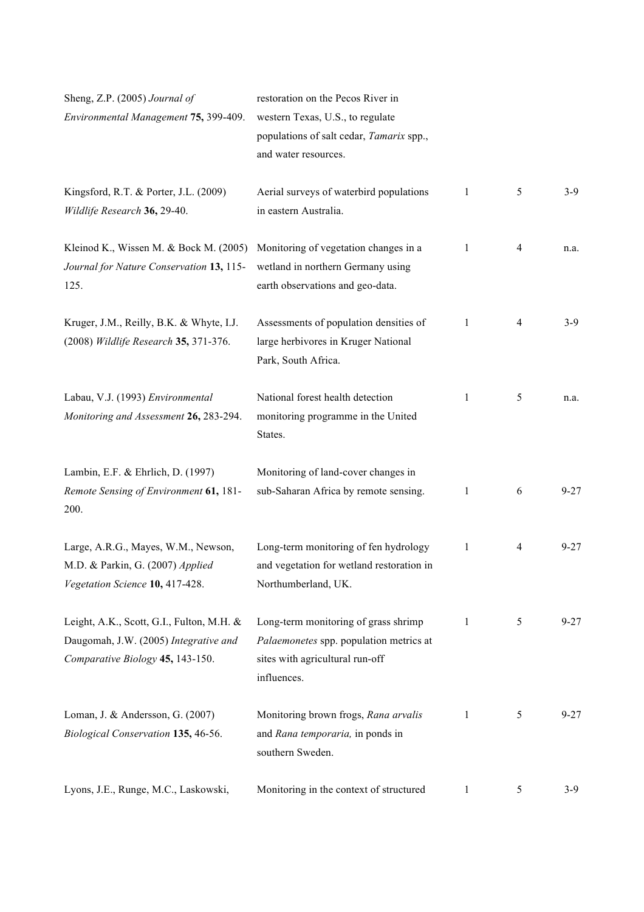| | | | | |
|---|---|---|---|---|
| Sheng, Z.P. (2005) *Journal of Environmental Management* **75,** 399-409. | restoration on the Pecos River in western Texas, U.S., to regulate populations of salt cedar, *Tamarix* spp., and water resources. | | | |
| Kingsford, R.T. & Porter, J.L. (2009) *Wildlife Research* **36,** 29-40. | Aerial surveys of waterbird populations in eastern Australia. | 1 | 5 | 3-9 |
| Kleinod K., Wissen M. & Bock M. (2005) *Journal for Nature Conservation* **13,** 115-125. | Monitoring of vegetation changes in a wetland in northern Germany using earth observations and geo-data. | 1 | 4 | n.a. |
| Kruger, J.M., Reilly, B.K. & Whyte, I.J. (2008) *Wildlife Research* **35,** 371-376. | Assessments of population densities of large herbivores in Kruger National Park, South Africa. | 1 | 4 | 3-9 |
| Labau, V.J. (1993) *Environmental Monitoring and Assessment* **26,** 283-294. | National forest health detection monitoring programme in the United States. | 1 | 5 | n.a. |
| Lambin, E.F. & Ehrlich, D. (1997) *Remote Sensing of Environment* **61,** 181-200. | Monitoring of land-cover changes in sub-Saharan Africa by remote sensing. | 1 | 6 | 9-27 |
| Large, A.R.G., Mayes, W.M., Newson, M.D. & Parkin, G. (2007) *Applied Vegetation Science* **10,** 417-428. | Long-term monitoring of fen hydrology and vegetation for wetland restoration in Northumberland, UK. | 1 | 4 | 9-27 |
| Leight, A.K., Scott, G.I., Fulton, M.H. & Daugomah, J.W. (2005) *Integrative and Comparative Biology* **45,** 143-150. | Long-term monitoring of grass shrimp *Palaemonetes* spp. population metrics at sites with agricultural run-off influences. | 1 | 5 | 9-27 |
| Loman, J. & Andersson, G. (2007) *Biological Conservation* **135,** 46-56. | Monitoring brown frogs, *Rana arvalis* and *Rana temporaria,* in ponds in southern Sweden. | 1 | 5 | 9-27 |
| Lyons, J.E., Runge, M.C., Laskowski, | Monitoring in the context of structured | 1 | 5 | 3-9 |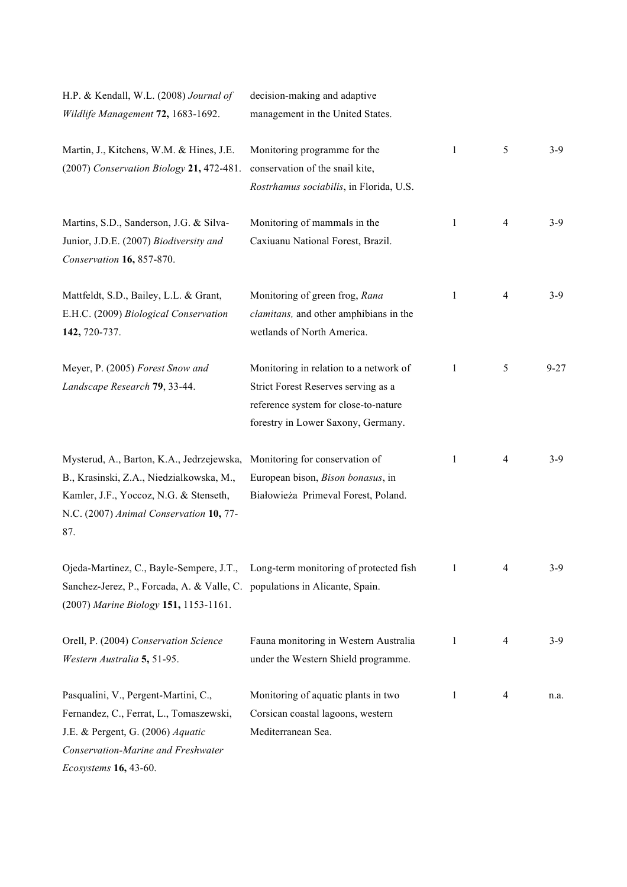| | | | | |
|---|---|---|---|---|
| H.P. & Kendall, W.L. (2008) *Journal of Wildlife Management* **72,** 1683-1692. | decision-making and adaptive management in the United States. | | | |
| Martin, J., Kitchens, W.M. & Hines, J.E. (2007) *Conservation Biology* **21,** 472-481. | Monitoring programme for the conservation of the snail kite, *Rostrhamus sociabilis*, in Florida, U.S. | 1 | 5 | 3-9 |
| Martins, S.D., Sanderson, J.G. & Silva-Junior, J.D.E. (2007) *Biodiversity and Conservation* **16,** 857-870. | Monitoring of mammals in the Caxiuanu National Forest, Brazil. | 1 | 4 | 3-9 |
| Mattfeldt, S.D., Bailey, L.L. & Grant, E.H.C. (2009) *Biological Conservation* **142,** 720-737. | Monitoring of green frog, *Rana clamitans,* and other amphibians in the wetlands of North America. | 1 | 4 | 3-9 |
| Meyer, P. (2005) *Forest Snow and Landscape Research* **79**, 33-44. | Monitoring in relation to a network of Strict Forest Reserves serving as a reference system for close-to-nature forestry in Lower Saxony, Germany. | 1 | 5 | 9-27 |
| Mysterud, A., Barton, K.A., Jedrzejewska, B., Krasinski, Z.A., Niedzialkowska, M., Kamler, J.F., Yoccoz, N.G. & Stenseth, N.C. (2007) *Animal Conservation* **10,** 77-87. | Monitoring for conservation of European bison, *Bison bonasus*, in Białowieża Primeval Forest, Poland. | 1 | 4 | 3-9 |
| Ojeda-Martinez, C., Bayle-Sempere, J.T., Sanchez-Jerez, P., Forcada, A. & Valle, C. (2007) *Marine Biology* **151,** 1153-1161. | Long-term monitoring of protected fish populations in Alicante, Spain. | 1 | 4 | 3-9 |
| Orell, P. (2004) *Conservation Science Western Australia* **5,** 51-95. | Fauna monitoring in Western Australia under the Western Shield programme. | 1 | 4 | 3-9 |
| Pasqualini, V., Pergent-Martini, C., Fernandez, C., Ferrat, L., Tomaszewski, J.E. & Pergent, G. (2006) *Aquatic Conservation-Marine and Freshwater Ecosystems* **16,** 43-60. | Monitoring of aquatic plants in two Corsican coastal lagoons, western Mediterranean Sea. | 1 | 4 | n.a. |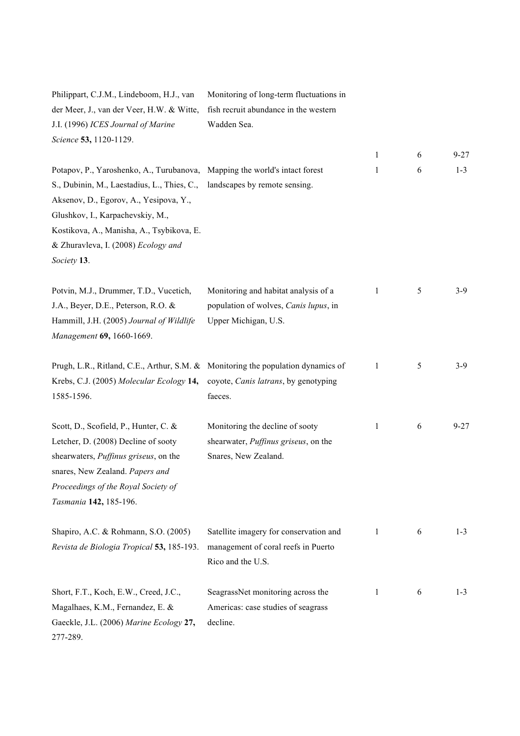| | | | | |
|---|---|---|---|---|
| Philippart, C.J.M., Lindeboom, H.J., van der Meer, J., van der Veer, H.W. & Witte, J.I. (1996) *ICES Journal of Marine Science* **53,** 1120-1129. | Monitoring of long-term fluctuations in fish recruit abundance in the western Wadden Sea. | 1 | 6 | 9-27 |
| Potapov, P., Yaroshenko, A., Turubanova, S., Dubinin, M., Laestadius, L., Thies, C., Aksenov, D., Egorov, A., Yesipova, Y., Glushkov, I., Karpachevskiy, M., Kostikova, A., Manisha, A., Tsybikova, E. & Zhuravleva, I. (2008) *Ecology and Society* **13**. | Mapping the world's intact forest landscapes by remote sensing. | 1 | 6 | 1-3 |
| Potvin, M.J., Drummer, T.D., Vucetich, J.A., Beyer, D.E., Peterson, R.O. & Hammill, J.H. (2005) *Journal of Wildlife Management* **69,** 1660-1669. | Monitoring and habitat analysis of a population of wolves, *Canis lupus*, in Upper Michigan, U.S. | 1 | 5 | 3-9 |
| Prugh, L.R., Ritland, C.E., Arthur, S.M. & Krebs, C.J. (2005) *Molecular Ecology* **14,** 1585-1596. | Monitoring the population dynamics of coyote, *Canis latrans*, by genotyping faeces. | 1 | 5 | 3-9 |
| Scott, D., Scofield, P., Hunter, C. & Letcher, D. (2008) Decline of sooty shearwaters, *Puffinus griseus*, on the snares, New Zealand. *Papers and Proceedings of the Royal Society of Tasmania* **142,** 185-196. | Monitoring the decline of sooty shearwater, *Puffinus griseus*, on the Snares, New Zealand. | 1 | 6 | 9-27 |
| Shapiro, A.C. & Rohmann, S.O. (2005) *Revista de Biologia Tropical* **53,** 185-193. | Satellite imagery for conservation and management of coral reefs in Puerto Rico and the U.S. | 1 | 6 | 1-3 |
| Short, F.T., Koch, E.W., Creed, J.C., Magalhaes, K.M., Fernandez, E. & Gaeckle, J.L. (2006) *Marine Ecology* **27,** 277-289. | SeagrassNet monitoring across the Americas: case studies of seagrass decline. | 1 | 6 | 1-3 |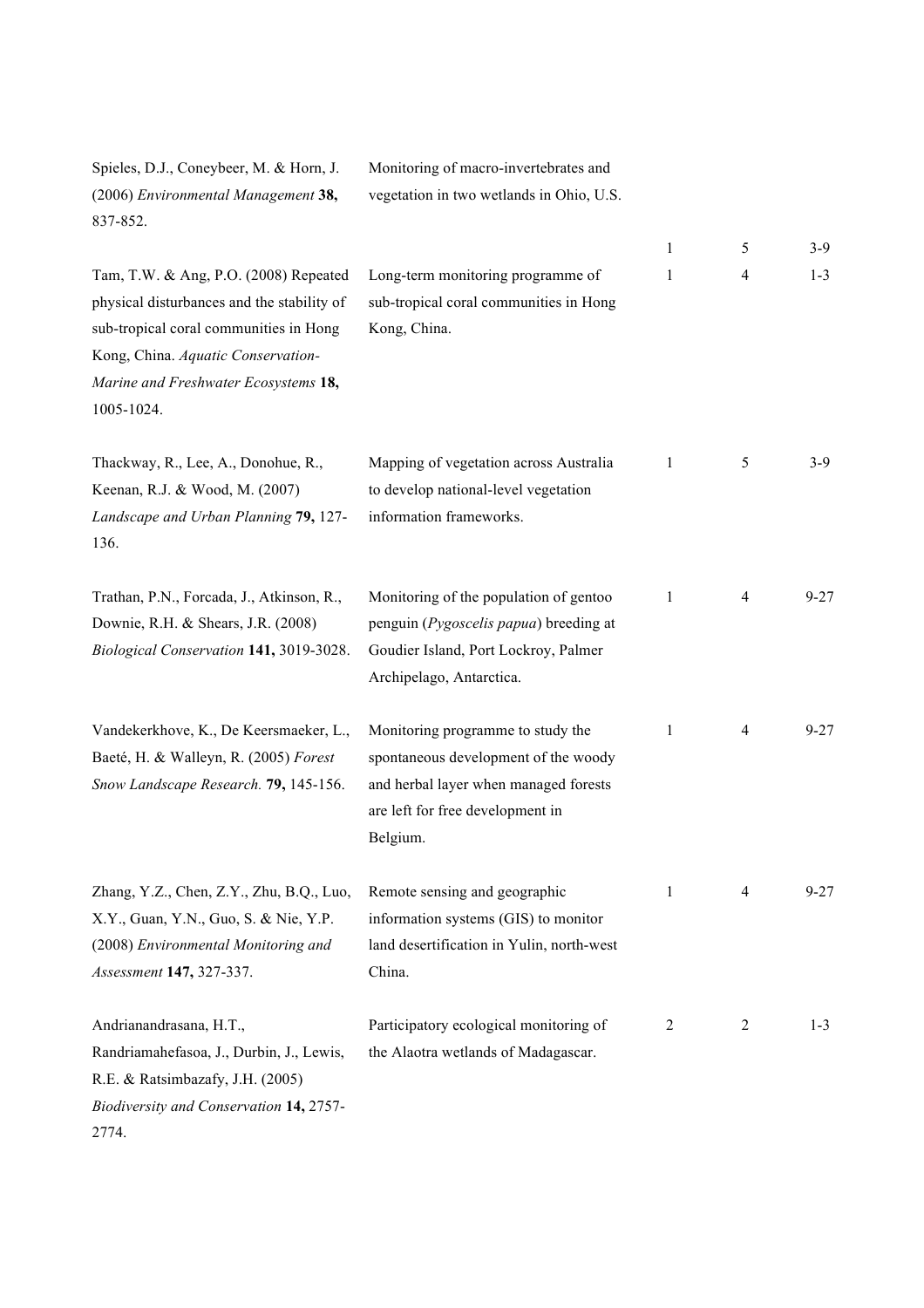| | | | | |
|---|---|---|---|---|
| Spieles, D.J., Coneybeer, M. & Horn, J. (2006) *Environmental Management* **38,** 837-852. | Monitoring of macro-invertebrates and vegetation in two wetlands in Ohio, U.S. | 1 | 5 | 3-9 |
| Tam, T.W. & Ang, P.O. (2008) Repeated physical disturbances and the stability of sub-tropical coral communities in Hong Kong, China. *Aquatic Conservation-Marine and Freshwater Ecosystems* **18,** 1005-1024. | Long-term monitoring programme of sub-tropical coral communities in Hong Kong, China. | 1 | 4 | 1-3 |
| Thackway, R., Lee, A., Donohue, R., Keenan, R.J. & Wood, M. (2007) *Landscape and Urban Planning* **79,** 127-136. | Mapping of vegetation across Australia to develop national-level vegetation information frameworks. | 1 | 5 | 3-9 |
| Trathan, P.N., Forcada, J., Atkinson, R., Downie, R.H. & Shears, J.R. (2008) *Biological Conservation* **141,** 3019-3028. | Monitoring of the population of gentoo penguin (*Pygoscelis papua*) breeding at Goudier Island, Port Lockroy, Palmer Archipelago, Antarctica. | 1 | 4 | 9-27 |
| Vandekerkhove, K., De Keersmaeker, L., Baeté, H. & Walleyn, R. (2005) *Forest Snow Landscape Research.* **79,** 145-156. | Monitoring programme to study the spontaneous development of the woody and herbal layer when managed forests are left for free development in Belgium. | 1 | 4 | 9-27 |
| Zhang, Y.Z., Chen, Z.Y., Zhu, B.Q., Luo, X.Y., Guan, Y.N., Guo, S. & Nie, Y.P. (2008) *Environmental Monitoring and Assessment* **147,** 327-337. | Remote sensing and geographic information systems (GIS) to monitor land desertification in Yulin, north-west China. | 1 | 4 | 9-27 |
| Andrianandrasana, H.T., Randriamahefasoa, J., Durbin, J., Lewis, R.E. & Ratsimbazafy, J.H. (2005) *Biodiversity and Conservation* **14,** 2757-2774. | Participatory ecological monitoring of the Alaotra wetlands of Madagascar. | 2 | 2 | 1-3 |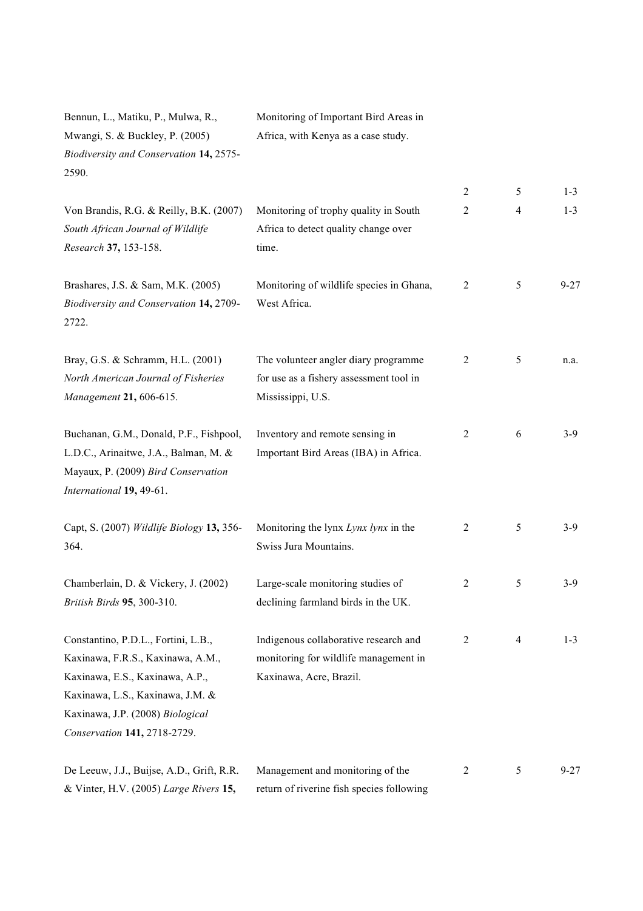| | | | | |
|---|---|---|---|---|
| Bennun, L., Matiku, P., Mulwa, R., Mwangi, S. & Buckley, P. (2005) *Biodiversity and Conservation* **14,** 2575-2590. | Monitoring of Important Bird Areas in Africa, with Kenya as a case study. | 2 | 5 | 1-3 |
| Von Brandis, R.G. & Reilly, B.K. (2007) *South African Journal of Wildlife Research* **37,** 153-158. | Monitoring of trophy quality in South Africa to detect quality change over time. | 2 | 4 | 1-3 |
| Brashares, J.S. & Sam, M.K. (2005) *Biodiversity and Conservation* **14,** 2709-2722. | Monitoring of wildlife species in Ghana, West Africa. | 2 | 5 | 9-27 |
| Bray, G.S. & Schramm, H.L. (2001) *North American Journal of Fisheries Management* **21,** 606-615. | The volunteer angler diary programme for use as a fishery assessment tool in Mississippi, U.S. | 2 | 5 | n.a. |
| Buchanan, G.M., Donald, P.F., Fishpool, L.D.C., Arinaitwe, J.A., Balman, M. & Mayaux, P. (2009) *Bird Conservation International* **19,** 49-61. | Inventory and remote sensing in Important Bird Areas (IBA) in Africa. | 2 | 6 | 3-9 |
| Capt, S. (2007) *Wildlife Biology* **13,** 356-364. | Monitoring the lynx *Lynx lynx* in the Swiss Jura Mountains. | 2 | 5 | 3-9 |
| Chamberlain, D. & Vickery, J. (2002) *British Birds* **95**, 300-310. | Large-scale monitoring studies of declining farmland birds in the UK. | 2 | 5 | 3-9 |
| Constantino, P.D.L., Fortini, L.B., Kaxinawa, F.R.S., Kaxinawa, A.M., Kaxinawa, E.S., Kaxinawa, A.P., Kaxinawa, L.S., Kaxinawa, J.M. & Kaxinawa, J.P. (2008) *Biological Conservation* **141,** 2718-2729. | Indigenous collaborative research and monitoring for wildlife management in Kaxinawa, Acre, Brazil. | 2 | 4 | 1-3 |
| De Leeuw, J.J., Buijse, A.D., Grift, R.R. & Vinter, H.V. (2005) *Large Rivers* **15,** | Management and monitoring of the return of riverine fish species following | 2 | 5 | 9-27 |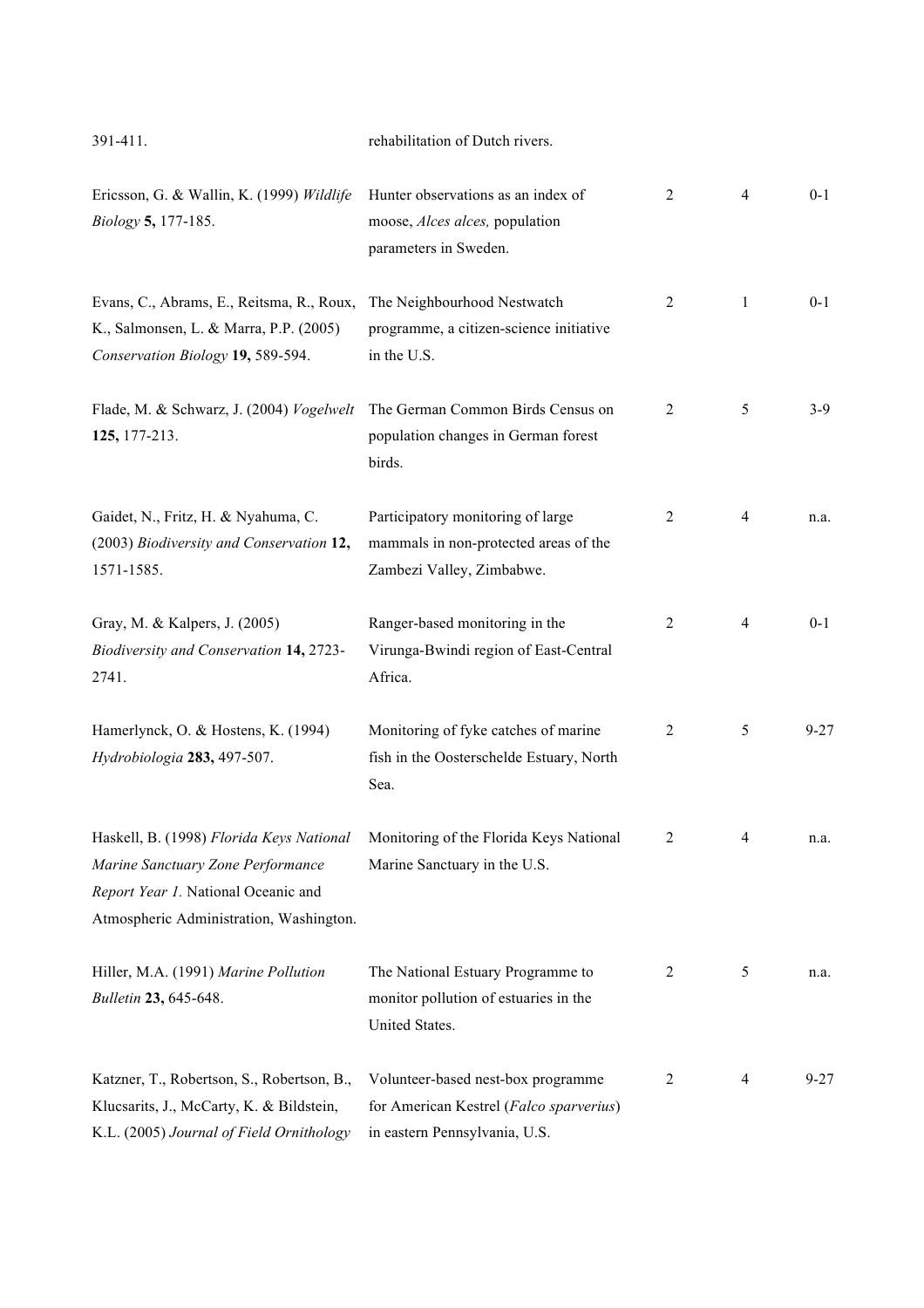| | | | | |
|---|---|---|---|---|
| 391-411. | rehabilitation of Dutch rivers. | | | |
| Ericsson, G. & Wallin, K. (1999) *Wildlife Biology* **5,** 177-185. | Hunter observations as an index of moose, *Alces alces,* population parameters in Sweden. | 2 | 4 | 0-1 |
| Evans, C., Abrams, E., Reitsma, R., Roux, K., Salmonsen, L. & Marra, P.P. (2005) *Conservation Biology* **19,** 589-594. | The Neighbourhood Nestwatch programme, a citizen-science initiative in the U.S. | 2 | 1 | 0-1 |
| Flade, M. & Schwarz, J. (2004) *Vogelwelt* **125,** 177-213. | The German Common Birds Census on population changes in German forest birds. | 2 | 5 | 3-9 |
| Gaidet, N., Fritz, H. & Nyahuma, C. (2003) *Biodiversity and Conservation* **12,** 1571-1585. | Participatory monitoring of large mammals in non-protected areas of the Zambezi Valley, Zimbabwe. | 2 | 4 | n.a. |
| Gray, M. & Kalpers, J. (2005) *Biodiversity and Conservation* **14,** 2723-2741. | Ranger-based monitoring in the Virunga-Bwindi region of East-Central Africa. | 2 | 4 | 0-1 |
| Hamerlynck, O. & Hostens, K. (1994) *Hydrobiologia* **283,** 497-507. | Monitoring of fyke catches of marine fish in the Oosterschelde Estuary, North Sea. | 2 | 5 | 9-27 |
| Haskell, B. (1998) *Florida Keys National Marine Sanctuary Zone Performance Report Year 1.* National Oceanic and Atmospheric Administration, Washington. | Monitoring of the Florida Keys National Marine Sanctuary in the U.S. | 2 | 4 | n.a. |
| Hiller, M.A. (1991) *Marine Pollution Bulletin* **23,** 645-648. | The National Estuary Programme to monitor pollution of estuaries in the United States. | 2 | 5 | n.a. |
| Katzner, T., Robertson, S., Robertson, B., Klucsarits, J., McCarty, K. & Bildstein, K.L. (2005) *Journal of Field Ornithology* | Volunteer-based nest-box programme for American Kestrel (*Falco sparverius*) in eastern Pennsylvania, U.S. | 2 | 4 | 9-27 |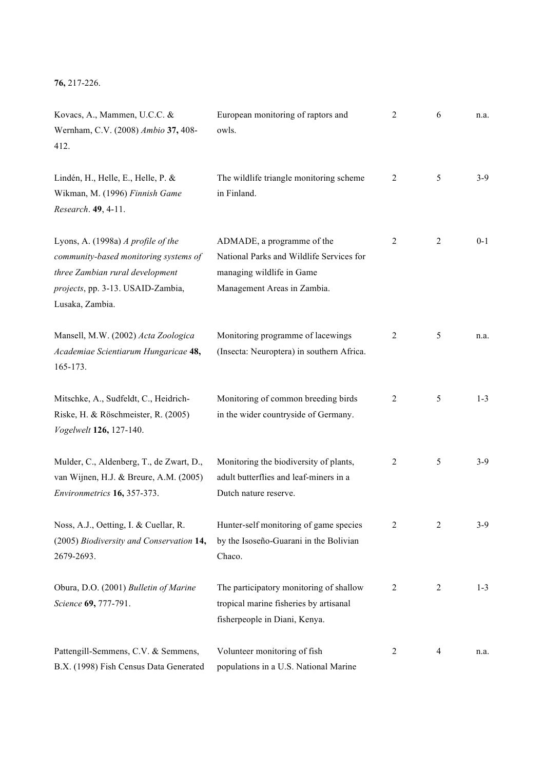**76,** 217-226.

| | | | | |
|---|---|---|---|---|
| Kovacs, A., Mammen, U.C.C. & Wernham, C.V. (2008) *Ambio* **37,** 408-412. | European monitoring of raptors and owls. | 2 | 6 | n.a. |
| Lindén, H., Helle, E., Helle, P. & Wikman, M. (1996) *Finnish Game Research*. **49**, 4-11. | The wildlife triangle monitoring scheme in Finland. | 2 | 5 | 3-9 |
| Lyons, A. (1998a) *A profile of the community-based monitoring systems of three Zambian rural development projects*, pp. 3-13. USAID-Zambia, Lusaka, Zambia. | ADMADE, a programme of the National Parks and Wildlife Services for managing wildlife in Game Management Areas in Zambia. | 2 | 2 | 0-1 |
| Mansell, M.W. (2002) *Acta Zoologica Academiae Scientiarum Hungaricae* **48,** 165-173. | Monitoring programme of lacewings (Insecta: Neuroptera) in southern Africa. | 2 | 5 | n.a. |
| Mitschke, A., Sudfeldt, C., Heidrich-Riske, H. & Röschmeister, R. (2005) *Vogelwelt* **126,** 127-140. | Monitoring of common breeding birds in the wider countryside of Germany. | 2 | 5 | 1-3 |
| Mulder, C., Aldenberg, T., de Zwart, D., van Wijnen, H.J. & Breure, A.M. (2005) *Environmetrics* **16,** 357-373. | Monitoring the biodiversity of plants, adult butterflies and leaf-miners in a Dutch nature reserve. | 2 | 5 | 3-9 |
| Noss, A.J., Oetting, I. & Cuellar, R. (2005) *Biodiversity and Conservation* **14,** 2679-2693. | Hunter-self monitoring of game species by the Isoseño-Guarani in the Bolivian Chaco. | 2 | 2 | 3-9 |
| Obura, D.O. (2001) *Bulletin of Marine Science* **69,** 777-791. | The participatory monitoring of shallow tropical marine fisheries by artisanal fisherpeople in Diani, Kenya. | 2 | 2 | 1-3 |
| Pattengill-Semmens, C.V. & Semmens, B.X. (1998) Fish Census Data Generated | Volunteer monitoring of fish populations in a U.S. National Marine | 2 | 4 | n.a. |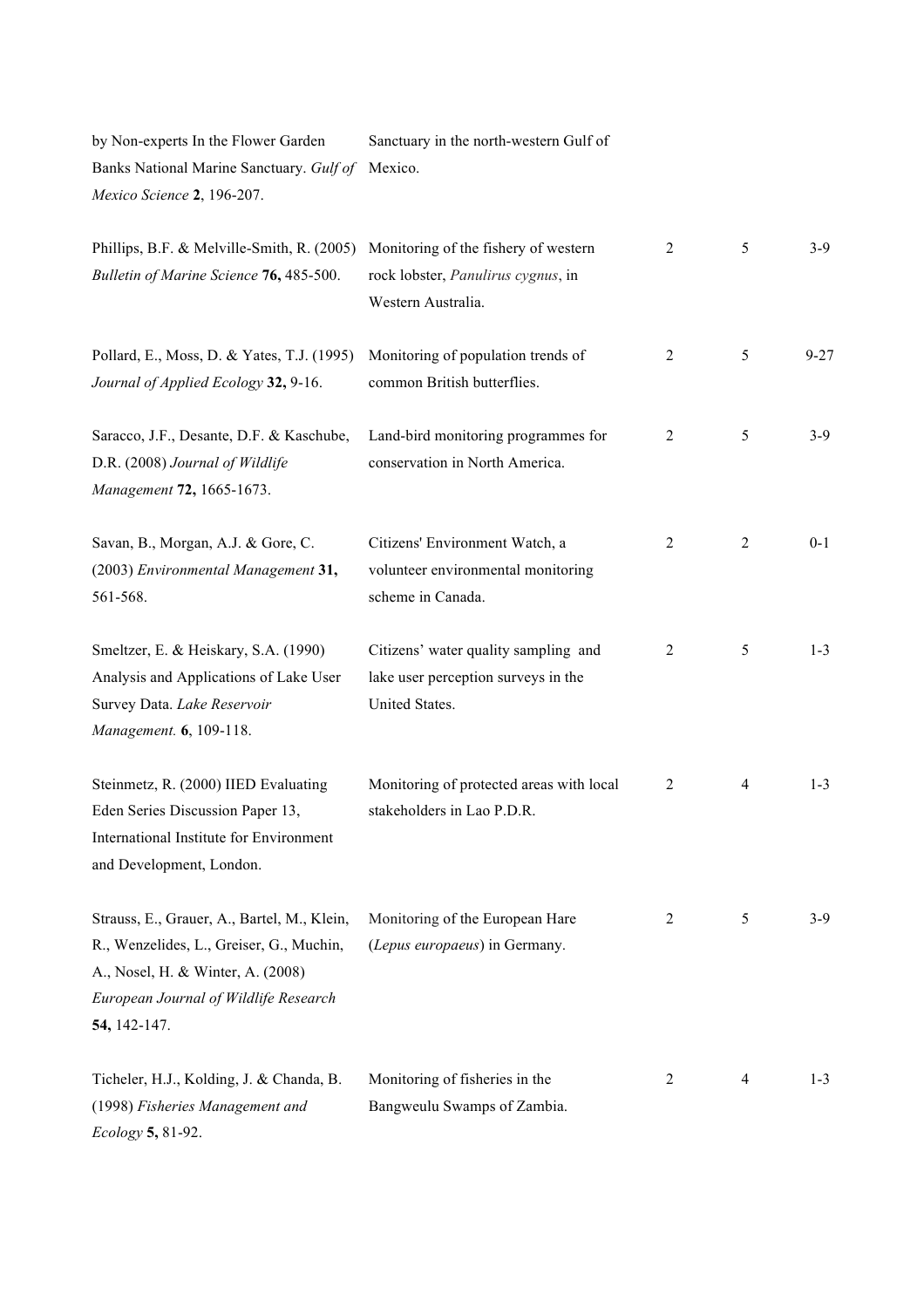| | | | | |
|---|---|---|---|---|
| by Non-experts In the Flower Garden Banks National Marine Sanctuary. *Gulf of Mexico Science* **2**, 196-207. | Sanctuary in the north-western Gulf of Mexico. | | | |
| Phillips, B.F. & Melville-Smith, R. (2005) *Bulletin of Marine Science* **76,** 485-500. | Monitoring of the fishery of western rock lobster, *Panulirus cygnus*, in Western Australia. | 2 | 5 | 3-9 |
| Pollard, E., Moss, D. & Yates, T.J. (1995) *Journal of Applied Ecology* **32,** 9-16. | Monitoring of population trends of common British butterflies. | 2 | 5 | 9-27 |
| Saracco, J.F., Desante, D.F. & Kaschube, D.R. (2008) *Journal of Wildlife Management* **72,** 1665-1673. | Land-bird monitoring programmes for conservation in North America. | 2 | 5 | 3-9 |
| Savan, B., Morgan, A.J. & Gore, C. (2003) *Environmental Management* **31,** 561-568. | Citizens' Environment Watch, a volunteer environmental monitoring scheme in Canada. | 2 | 2 | 0-1 |
| Smeltzer, E. & Heiskary, S.A. (1990) Analysis and Applications of Lake User Survey Data. *Lake Reservoir Management.* **6**, 109-118. | Citizens' water quality sampling and lake user perception surveys in the United States. | 2 | 5 | 1-3 |
| Steinmetz, R. (2000) IIED Evaluating Eden Series Discussion Paper 13, International Institute for Environment and Development, London. | Monitoring of protected areas with local stakeholders in Lao P.D.R. | 2 | 4 | 1-3 |
| Strauss, E., Grauer, A., Bartel, M., Klein, R., Wenzelides, L., Greiser, G., Muchin, A., Nosel, H. & Winter, A. (2008) *European Journal of Wildlife Research* **54,** 142-147. | Monitoring of the European Hare (*Lepus europaeus*) in Germany. | 2 | 5 | 3-9 |
| Ticheler, H.J., Kolding, J. & Chanda, B. (1998) *Fisheries Management and Ecology* **5,** 81-92. | Monitoring of fisheries in the Bangweulu Swamps of Zambia. | 2 | 4 | 1-3 |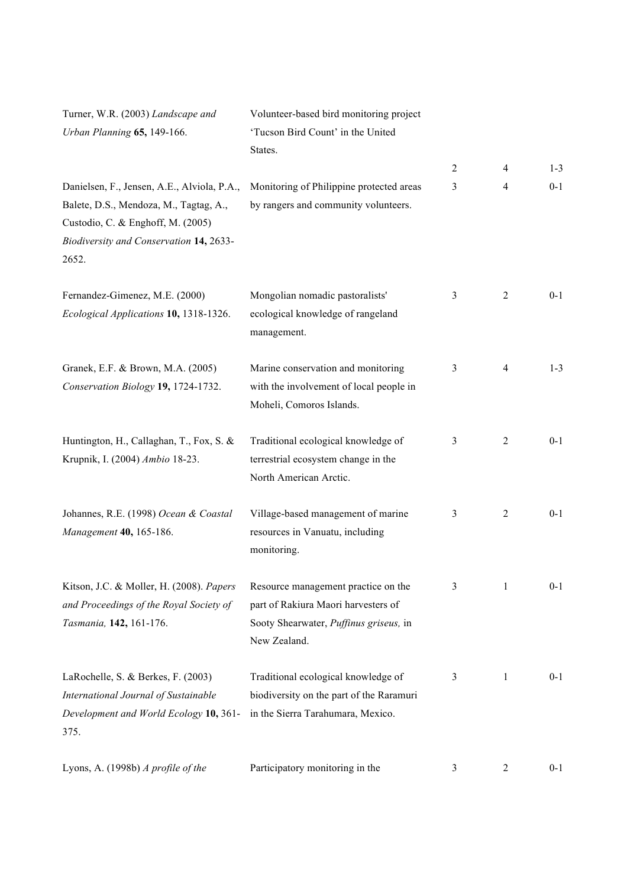| | | | | |
|---|---|---|---|---|
| Turner, W.R. (2003) *Landscape and Urban Planning* **65,** 149-166. | Volunteer-based bird monitoring project 'Tucson Bird Count' in the United States. | 2 | 4 | 1-3 |
| Danielsen, F., Jensen, A.E., Alviola, P.A., Balete, D.S., Mendoza, M., Tagtag, A., Custodio, C. & Enghoff, M. (2005) *Biodiversity and Conservation* **14,** 2633-2652. | Monitoring of Philippine protected areas by rangers and community volunteers. | 3 | 4 | 0-1 |
| Fernandez-Gimenez, M.E. (2000) *Ecological Applications* **10,** 1318-1326. | Mongolian nomadic pastoralists' ecological knowledge of rangeland management. | 3 | 2 | 0-1 |
| Granek, E.F. & Brown, M.A. (2005) *Conservation Biology* **19,** 1724-1732. | Marine conservation and monitoring with the involvement of local people in Moheli, Comoros Islands. | 3 | 4 | 1-3 |
| Huntington, H., Callaghan, T., Fox, S. & Krupnik, I. (2004) *Ambio* 18-23. | Traditional ecological knowledge of terrestrial ecosystem change in the North American Arctic. | 3 | 2 | 0-1 |
| Johannes, R.E. (1998) *Ocean & Coastal Management* **40,** 165-186. | Village-based management of marine resources in Vanuatu, including monitoring. | 3 | 2 | 0-1 |
| Kitson, J.C. & Moller, H. (2008). *Papers and Proceedings of the Royal Society of Tasmania,* **142,** 161-176. | Resource management practice on the part of Rakiura Maori harvesters of Sooty Shearwater, *Puffinus griseus,* in New Zealand. | 3 | 1 | 0-1 |
| LaRochelle, S. & Berkes, F. (2003) *International Journal of Sustainable Development and World Ecology* **10,** 361-375. | Traditional ecological knowledge of biodiversity on the part of the Raramuri in the Sierra Tarahumara, Mexico. | 3 | 1 | 0-1 |
| Lyons, A. (1998b) *A profile of the* | Participatory monitoring in the | 3 | 2 | 0-1 |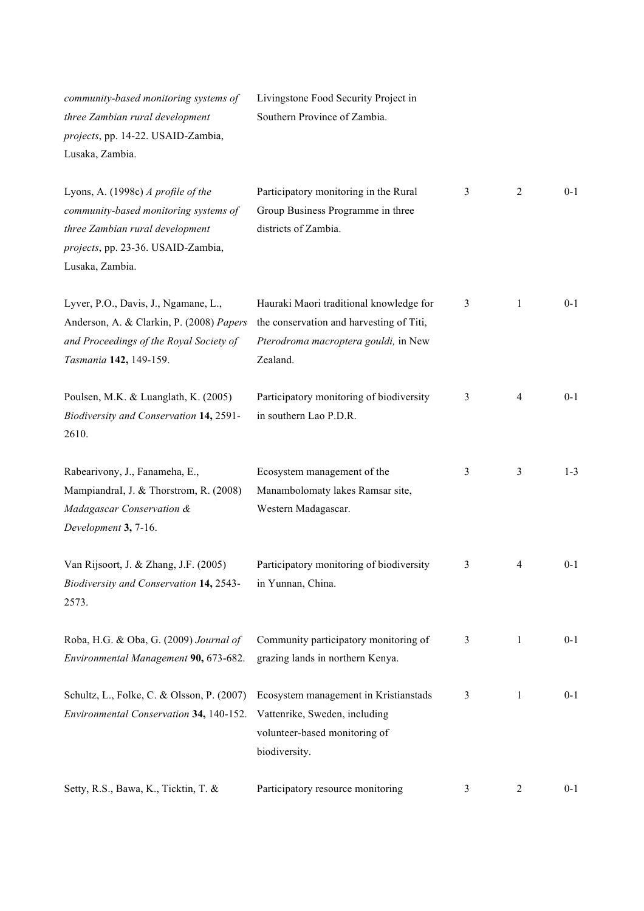| | | | | |
|---|---|---|---|---|
| *community-based monitoring systems of three Zambian rural development projects*, pp. 14-22. USAID-Zambia, Lusaka, Zambia. | Livingstone Food Security Project in Southern Province of Zambia. | | | |
| Lyons, A. (1998c) *A profile of the community-based monitoring systems of three Zambian rural development projects*, pp. 23-36. USAID-Zambia, Lusaka, Zambia. | Participatory monitoring in the Rural Group Business Programme in three districts of Zambia. | 3 | 2 | 0-1 |
| Lyver, P.O., Davis, J., Ngamane, L., Anderson, A. & Clarkin, P. (2008) *Papers and Proceedings of the Royal Society of Tasmania* **142,** 149-159. | Hauraki Maori traditional knowledge for the conservation and harvesting of Titi, *Pterodroma macroptera gouldi,* in New Zealand. | 3 | 1 | 0-1 |
| Poulsen, M.K. & Luanglath, K. (2005) *Biodiversity and Conservation* **14,** 2591-2610. | Participatory monitoring of biodiversity in southern Lao P.D.R. | 3 | 4 | 0-1 |
| Rabearivony, J., Fanameha, E., MampiandraI, J. & Thorstrom, R. (2008) *Madagascar Conservation & Development* **3,** 7-16. | Ecosystem management of the Manambolomaty lakes Ramsar site, Western Madagascar. | 3 | 3 | 1-3 |
| Van Rijsoort, J. & Zhang, J.F. (2005) *Biodiversity and Conservation* **14,** 2543-2573. | Participatory monitoring of biodiversity in Yunnan, China. | 3 | 4 | 0-1 |
| Roba, H.G. & Oba, G. (2009) *Journal of Environmental Management* **90,** 673-682. | Community participatory monitoring of grazing lands in northern Kenya. | 3 | 1 | 0-1 |
| Schultz, L., Folke, C. & Olsson, P. (2007) *Environmental Conservation* **34,** 140-152. | Ecosystem management in Kristianstads Vattenrike, Sweden, including volunteer-based monitoring of biodiversity. | 3 | 1 | 0-1 |
| Setty, R.S., Bawa, K., Ticktin, T. & | Participatory resource monitoring | 3 | 2 | 0-1 |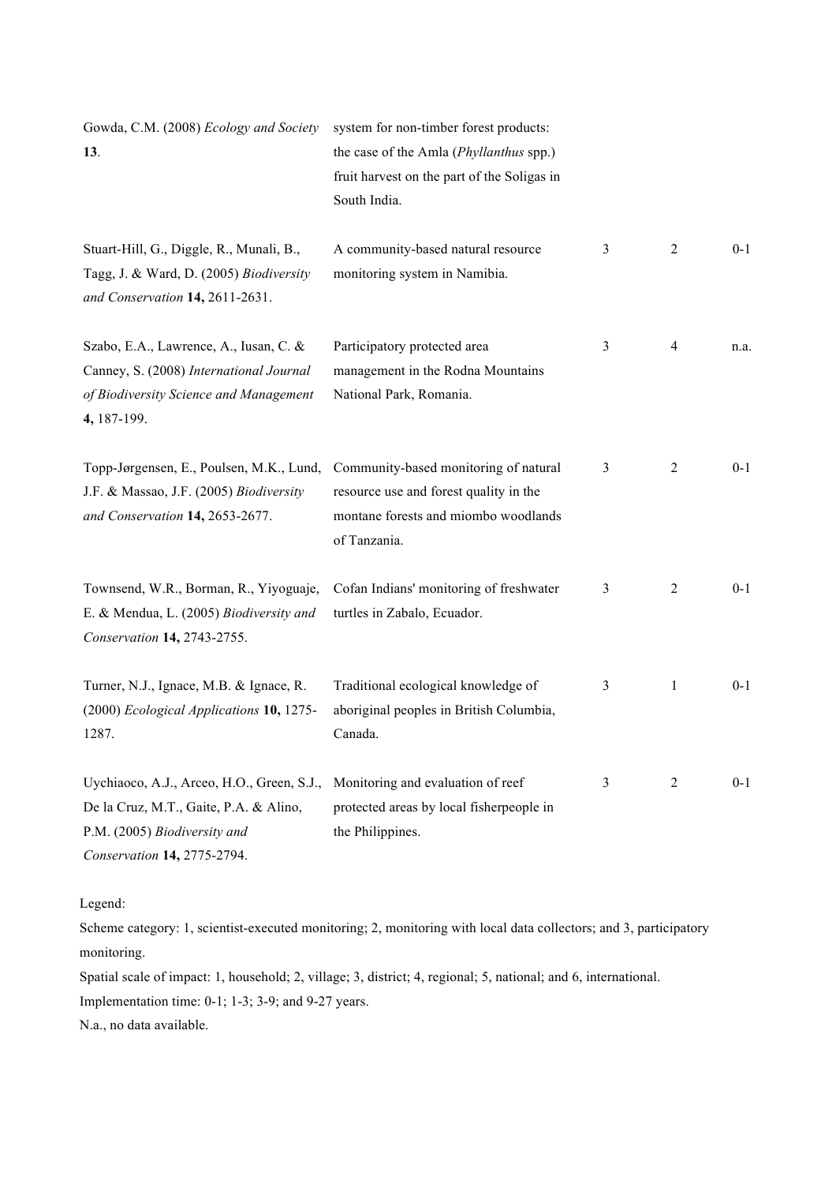| | | | | |
|---|---|---|---|---|
| Gowda, C.M. (2008) *Ecology and Society* **13**. | system for non-timber forest products: the case of the Amla (*Phyllanthus* spp.) fruit harvest on the part of the Soligas in South India. | | | |
| Stuart-Hill, G., Diggle, R., Munali, B., Tagg, J. & Ward, D. (2005) *Biodiversity and Conservation* **14,** 2611-2631. | A community-based natural resource monitoring system in Namibia. | 3 | 2 | 0-1 |
| Szabo, E.A., Lawrence, A., Iusan, C. & Canney, S. (2008) *International Journal of Biodiversity Science and Management* **4,** 187-199. | Participatory protected area management in the Rodna Mountains National Park, Romania. | 3 | 4 | n.a. |
| Topp-Jørgensen, E., Poulsen, M.K., Lund, J.F. & Massao, J.F. (2005) *Biodiversity and Conservation* **14,** 2653-2677. | Community-based monitoring of natural resource use and forest quality in the montane forests and miombo woodlands of Tanzania. | 3 | 2 | 0-1 |
| Townsend, W.R., Borman, R., Yiyoguaje, E. & Mendua, L. (2005) *Biodiversity and Conservation* **14,** 2743-2755. | Cofan Indians' monitoring of freshwater turtles in Zabalo, Ecuador. | 3 | 2 | 0-1 |
| Turner, N.J., Ignace, M.B. & Ignace, R. (2000) *Ecological Applications* **10,** 1275-1287. | Traditional ecological knowledge of aboriginal peoples in British Columbia, Canada. | 3 | 1 | 0-1 |
| Uychiaoco, A.J., Arceo, H.O., Green, S.J., De la Cruz, M.T., Gaite, P.A. & Alino, P.M. (2005) *Biodiversity and Conservation* **14,** 2775-2794. | Monitoring and evaluation of reef protected areas by local fisherpeople in the Philippines. | 3 | 2 | 0-1 |

Legend:

Scheme category: 1, scientist-executed monitoring; 2, monitoring with local data collectors; and 3, participatory monitoring.

Spatial scale of impact: 1, household; 2, village; 3, district; 4, regional; 5, national; and 6, international.

Implementation time: 0-1; 1-3; 3-9; and 9-27 years.

N.a., no data available.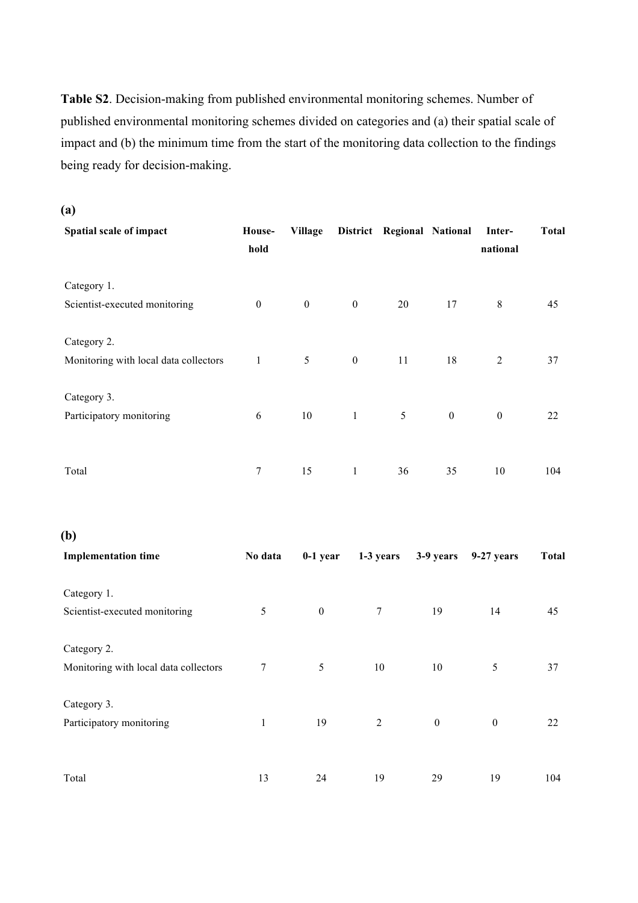**Table S2**. Decision-making from published environmental monitoring schemes. Number of published environmental monitoring schemes divided on categories and (a) their spatial scale of impact and (b) the minimum time from the start of the monitoring data collection to the findings being ready for decision-making.

**(a)**

| **Spatial scale of impact** | **House-hold** | **Village** | **District** | **Regional** | **National** | **Inter-national** | **Total** |
|---|---|---|---|---|---|---|---|
| Category 1. Scientist-executed monitoring | 0 | 0 | 0 | 20 | 17 | 8 | 45 |
| Category 2. Monitoring with local data collectors | 1 | 5 | 0 | 11 | 18 | 2 | 37 |
| Category 3. Participatory monitoring | 6 | 10 | 1 | 5 | 0 | 0 | 22 |
| Total | 7 | 15 | 1 | 36 | 35 | 10 | 104 |

**(b)**

| **Implementation time** | **No data** | **0-1 year** | **1-3 years** | **3-9 years** | **9-27 years** | **Total** |
|---|---|---|---|---|---|---|
| Category 1. Scientist-executed monitoring | 5 | 0 | 7 | 19 | 14 | 45 |
| Category 2. Monitoring with local data collectors | 7 | 5 | 10 | 10 | 5 | 37 |
| Category 3. Participatory monitoring | 1 | 19 | 2 | 0 | 0 | 22 |
| Total | 13 | 24 | 19 | 29 | 19 | 104 |